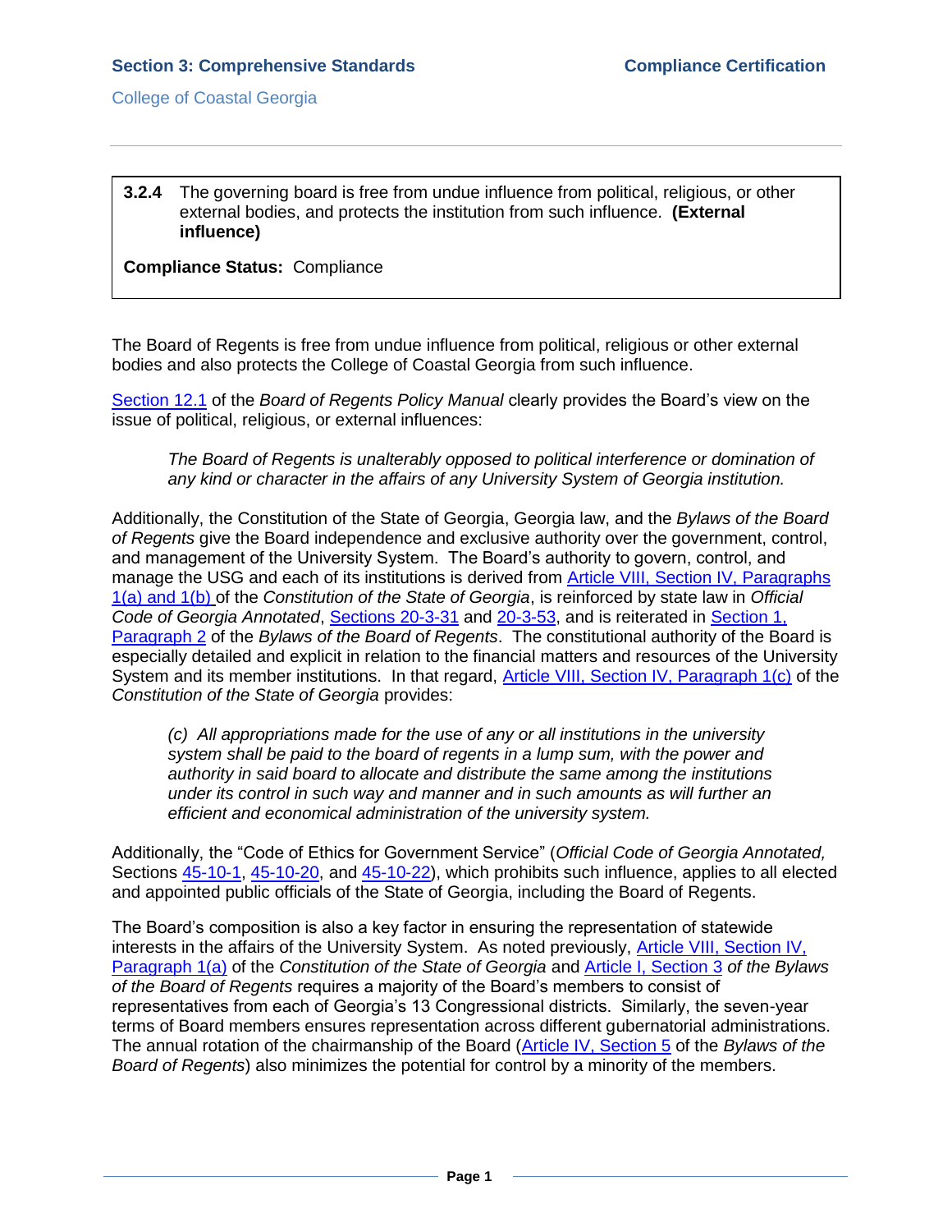**3.2.4** The governing board is free from undue influence from political, religious, or other external bodies, and protects the institution from such influence. **(External influence)**

**Compliance Status:** Compliance

The Board of Regents is free from undue influence from political, religious or other external bodies and also protects the College of Coastal Georgia from such influence.

Section 12.1 of the *Board of Regents Policy Manual* clearly provides the Board's view on the issue of political, religious, or external influences:

> *The Board of Regents is unalterably opposed to political interference or domination of any kind or character in the affairs of any University System of Georgia institution.*

Additionally, the Constitution of the State of Georgia, Georgia law, and the *Bylaws of the Board of Regents* give the Board independence and exclusive authority over the government, control, and management of the University System. The Board's authority to govern, control, and manage the USG and each of its institutions is derived from Article VIII, Section IV, Paragraphs 1(a) and 1(b) of the *Constitution of the State of Georgia*, is reinforced by state law in *Official Code of Georgia Annotated*, Sections 20-3-31 and 20-3-53, and is reiterated in Section 1, Paragraph 2 of the *Bylaws of the Board of Regents*. The constitutional authority of the Board is especially detailed and explicit in relation to the financial matters and resources of the University System and its member institutions. In that regard, Article VIII, Section IV, Paragraph 1(c) of the *Constitution of the State of Georgia* provides:

> *(c) All appropriations made for the use of any or all institutions in the university system shall be paid to the board of regents in a lump sum, with the power and authority in said board to allocate and distribute the same among the institutions under its control in such way and manner and in such amounts as will further an efficient and economical administration of the university system.*

Additionally, the "Code of Ethics for Government Service" (*Official Code of Georgia Annotated,* Sections 45-10-1, 45-10-20, and 45-10-22), which prohibits such influence, applies to all elected and appointed public officials of the State of Georgia, including the Board of Regents.

The Board's composition is also a key factor in ensuring the representation of statewide interests in the affairs of the University System. As noted previously, Article VIII, Section IV, Paragraph 1(a) of the *Constitution of the State of Georgia* and Article I, Section 3 *of the Bylaws of the Board of Regents* requires a majority of the Board's members to consist of representatives from each of Georgia's 13 Congressional districts. Similarly, the seven-year terms of Board members ensures representation across different gubernatorial administrations. The annual rotation of the chairmanship of the Board (Article IV, Section 5 of the *Bylaws of the Board of Regents*) also minimizes the potential for control by a minority of the members.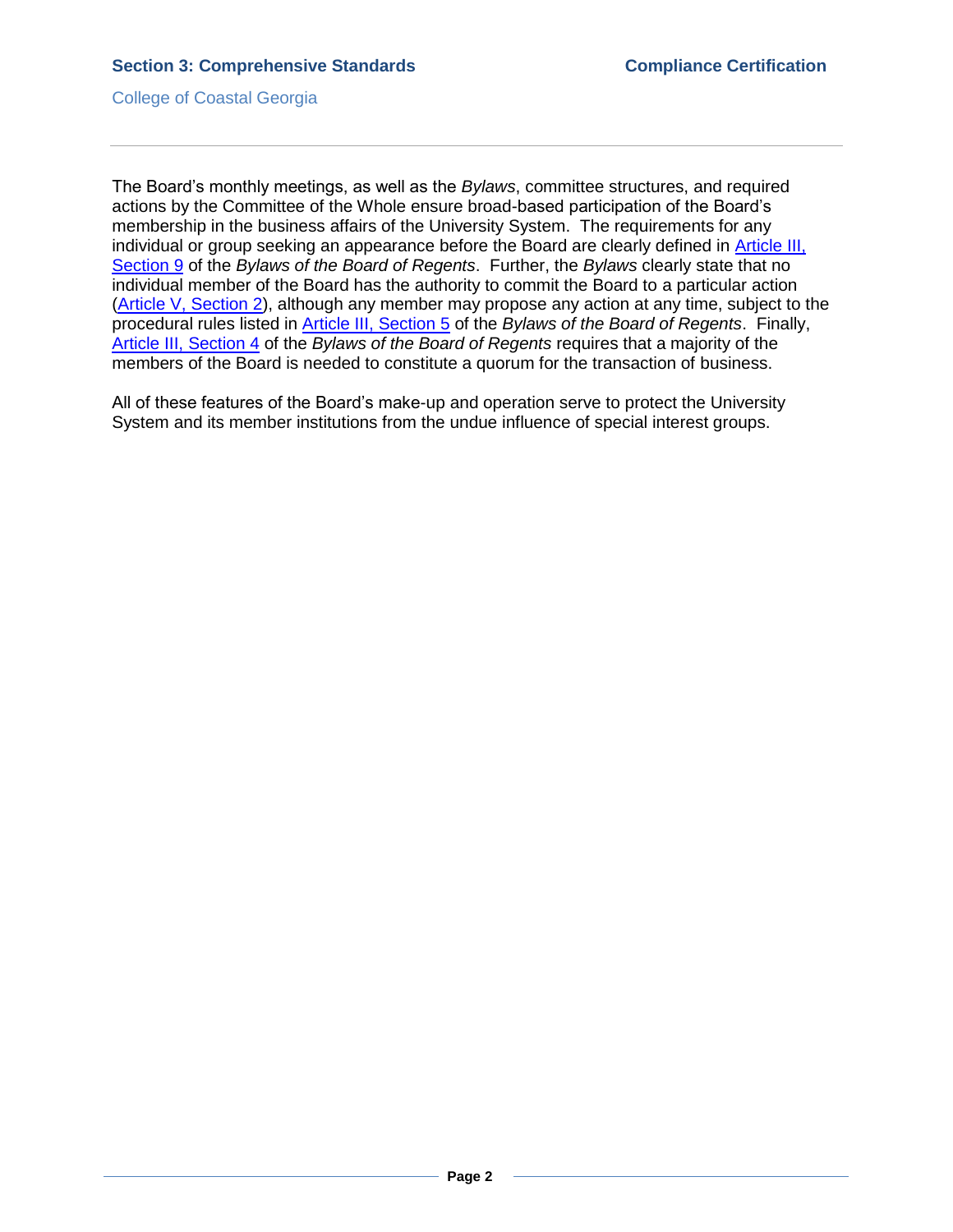The Board's monthly meetings, as well as the *Bylaws*, committee structures, and required actions by the Committee of the Whole ensure broad-based participation of the Board's membership in the business affairs of the University System. The requirements for any individual or group seeking an appearance before the Board are clearly defined in Article III, Section 9 of the *Bylaws of the Board of Regents*. Further, the *Bylaws* clearly state that no individual member of the Board has the authority to commit the Board to a particular action (Article V, Section 2), although any member may propose any action at any time, subject to the procedural rules listed in Article III, Section 5 of the *Bylaws of the Board of Regents*. Finally, Article III, Section 4 of the *Bylaws of the Board of Regents* requires that a majority of the members of the Board is needed to constitute a quorum for the transaction of business.

All of these features of the Board's make-up and operation serve to protect the University System and its member institutions from the undue influence of special interest groups.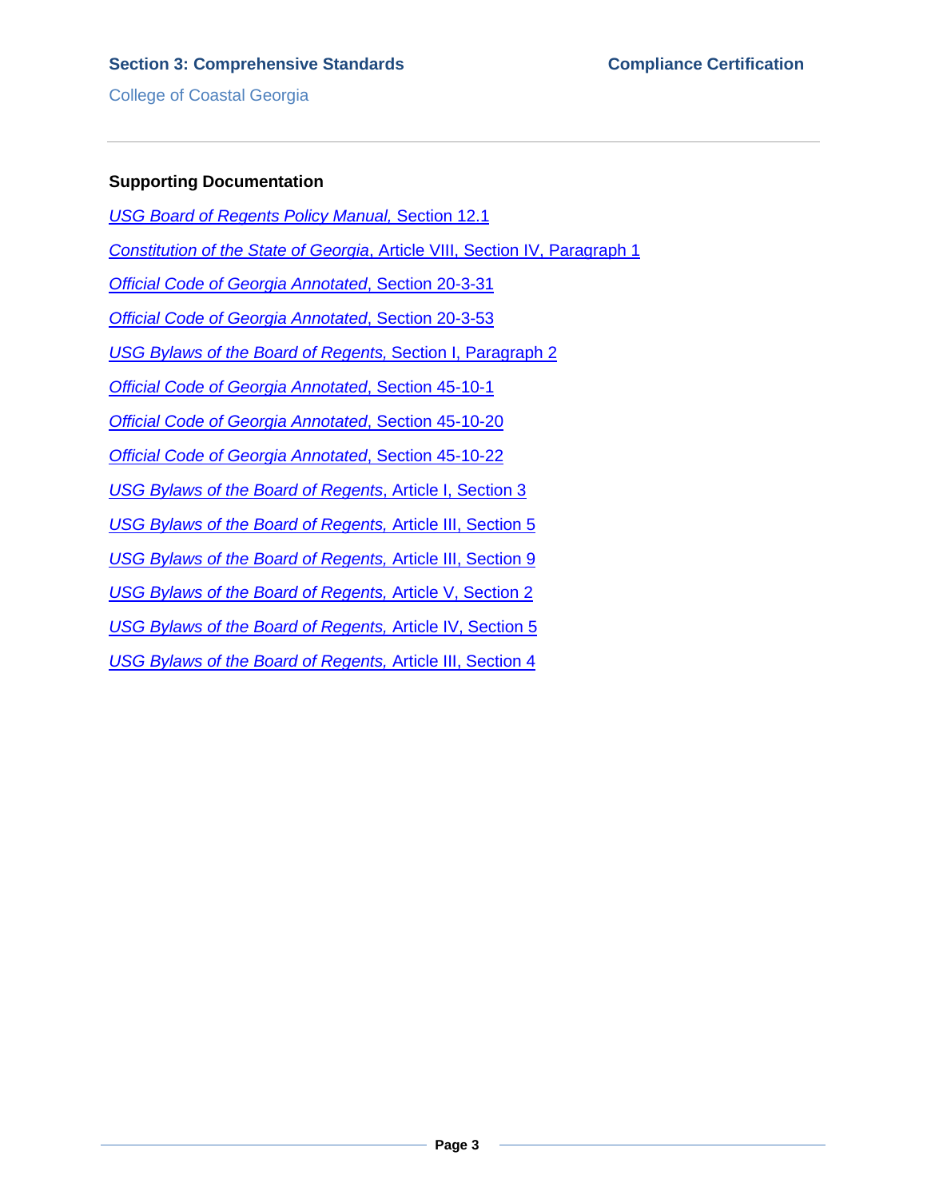**Supporting Documentation**

*USG Board of Regents Policy Manual,* Section 12.1

*Constitution of the State of Georgia*, Article VIII, Section IV, Paragraph 1

*Official Code of Georgia Annotated*, Section 20-3-31

*Official Code of Georgia Annotated*, Section 20-3-53

*USG Bylaws of the Board of Regents,* Section I, Paragraph 2

*Official Code of Georgia Annotated*, Section 45-10-1

*Official Code of Georgia Annotated*, Section 45-10-20

*Official Code of Georgia Annotated*, Section 45-10-22

*USG Bylaws of the Board of Regents*, Article I, Section 3

*USG Bylaws of the Board of Regents,* Article III, Section 5

*USG Bylaws of the Board of Regents,* Article III, Section 9

*USG Bylaws of the Board of Regents,* Article V, Section 2

*USG Bylaws of the Board of Regents,* Article IV, Section 5

*USG Bylaws of the Board of Regents,* Article III, Section 4